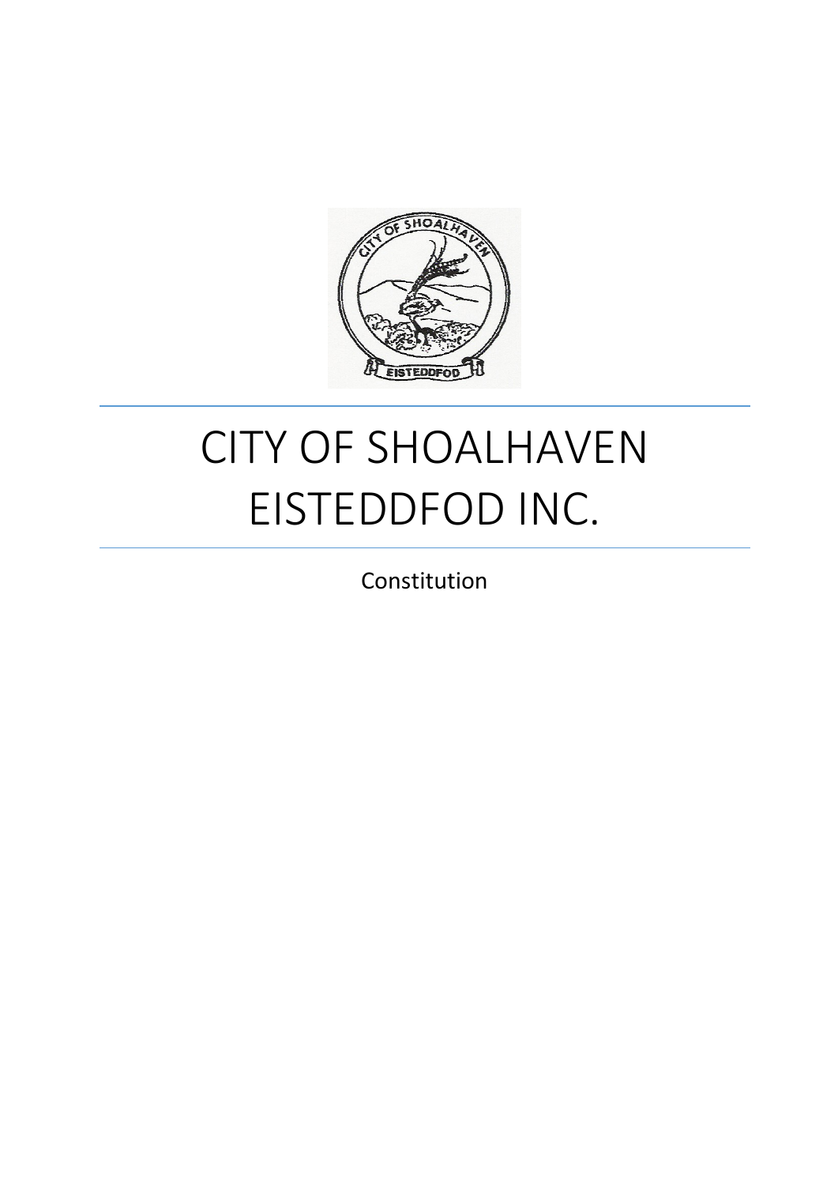# CITY OF SHOALHAVEN EISTEDDFOD INC.

Constitution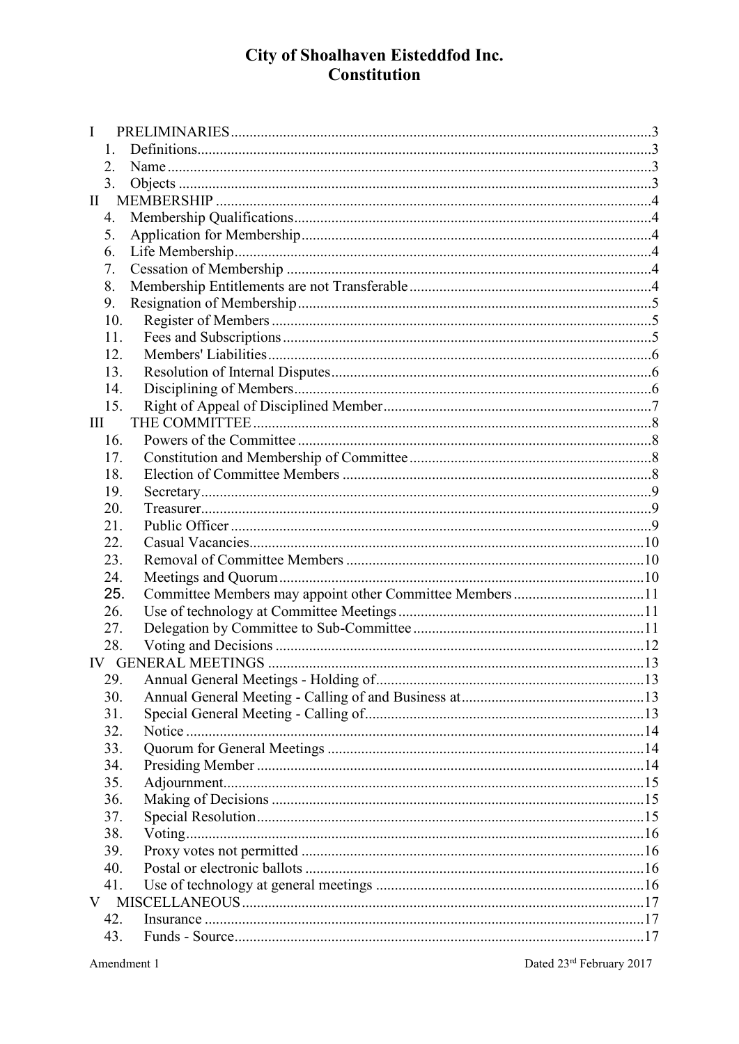# City of Shoalhaven Eisteddfod Inc.
# Constitution

I PRELIMINARIES ... 3
1. Definitions ... 3
2. Name ... 3
3. Objects ... 3

II MEMBERSHIP ... 4
4. Membership Qualifications ... 4
5. Application for Membership ... 4
6. Life Membership ... 4
7. Cessation of Membership ... 4
8. Membership Entitlements are not Transferable ... 4
9. Resignation of Membership ... 5
10. Register of Members ... 5
11. Fees and Subscriptions ... 5
12. Members' Liabilities ... 6
13. Resolution of Internal Disputes ... 6
14. Disciplining of Members ... 6
15. Right of Appeal of Disciplined Member ... 7

III THE COMMITTEE ... 8
16. Powers of the Committee ... 8
17. Constitution and Membership of Committee ... 8
18. Election of Committee Members ... 8
19. Secretary ... 9
20. Treasurer ... 9
21. Public Officer ... 9
22. Casual Vacancies ... 10
23. Removal of Committee Members ... 10
24. Meetings and Quorum ... 10
25. Committee Members may appoint other Committee Members ... 11
26. Use of technology at Committee Meetings ... 11
27. Delegation by Committee to Sub-Committee ... 11
28. Voting and Decisions ... 12

IV GENERAL MEETINGS ... 13
29. Annual General Meetings - Holding of ... 13
30. Annual General Meeting - Calling of and Business at ... 13
31. Special General Meeting - Calling of ... 13
32. Notice ... 14
33. Quorum for General Meetings ... 14
34. Presiding Member ... 14
35. Adjournment ... 15
36. Making of Decisions ... 15
37. Special Resolution ... 15
38. Voting ... 16
39. Proxy votes not permitted ... 16
40. Postal or electronic ballots ... 16
41. Use of technology at general meetings ... 16

V MISCELLANEOUS ... 17
42. Insurance ... 17
43. Funds - Source ... 17

Amendment 1 — Dated 23rd February 2017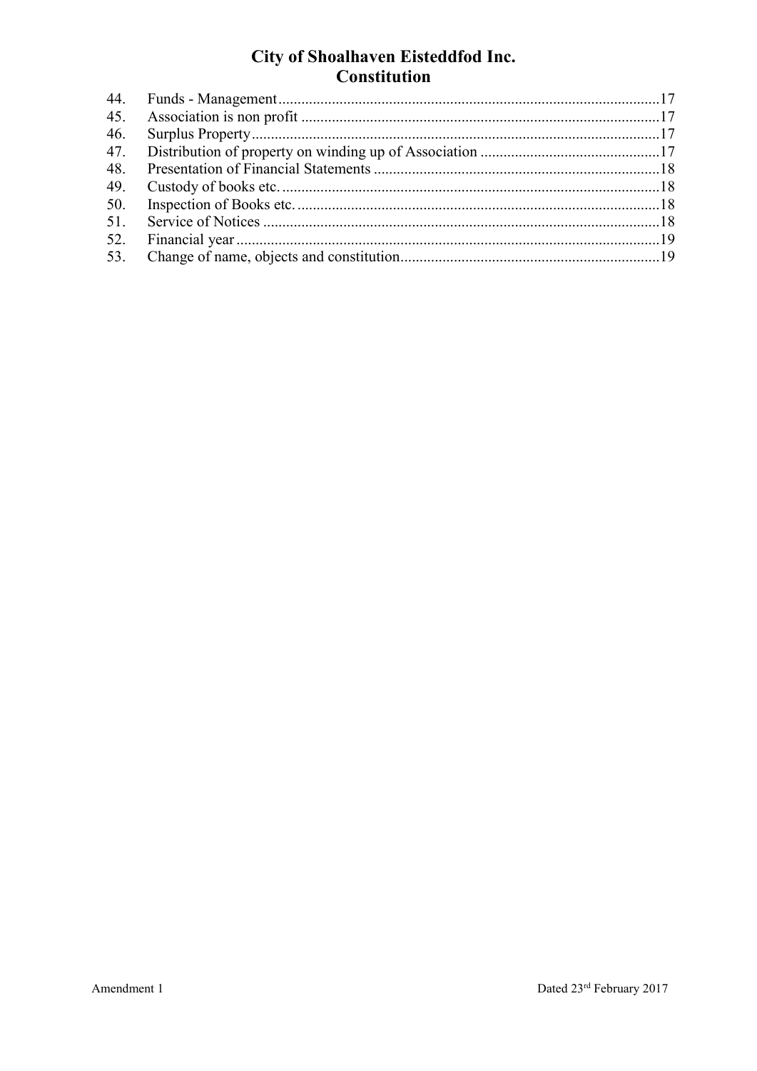44. Funds - Management ....................................................................................................17
45. Association is non profit ..............................................................................................17
46. Surplus Property...........................................................................................................17
47. Distribution of property on winding up of Association ...............................................17
48. Presentation of Financial Statements ...........................................................................18
49. Custody of books etc. ...................................................................................................18
50. Inspection of Books etc. ...............................................................................................18
51. Service of Notices ........................................................................................................18
52. Financial year ...............................................................................................................19
53. Change of name, objects and constitution....................................................................19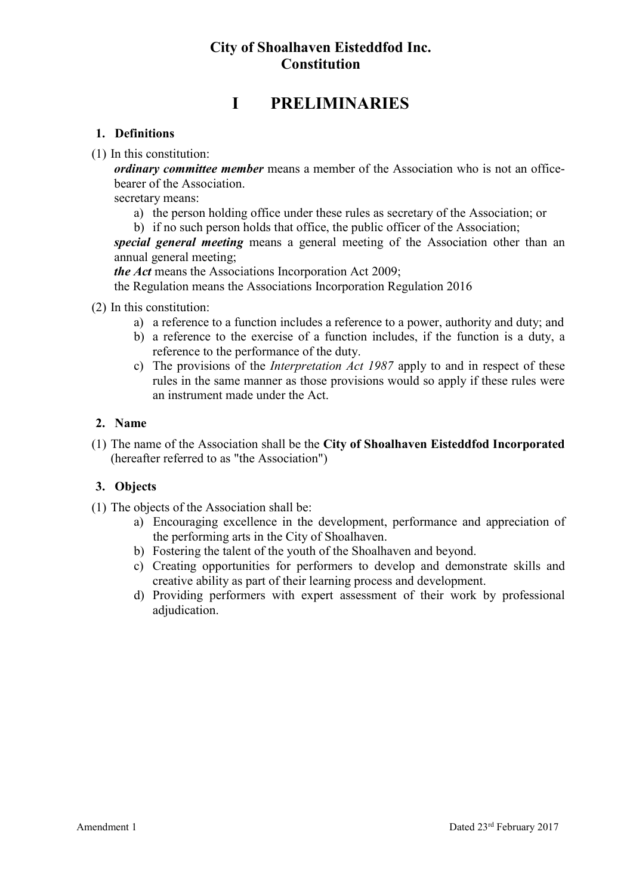# City of Shoalhaven Eisteddfod Inc.
# Constitution

## I PRELIMINARIES

### 1. Definitions

(1) In this constitution:

***ordinary committee member*** means a member of the Association who is not an office-bearer of the Association.

secretary means:

a) the person holding office under these rules as secretary of the Association; or
b) if no such person holds that office, the public officer of the Association;

***special general meeting*** means a general meeting of the Association other than an annual general meeting;

***the Act*** means the Associations Incorporation Act 2009;

the Regulation means the Associations Incorporation Regulation 2016

(2) In this constitution:

a) a reference to a function includes a reference to a power, authority and duty; and
b) a reference to the exercise of a function includes, if the function is a duty, a reference to the performance of the duty.
c) The provisions of the *Interpretation Act 1987* apply to and in respect of these rules in the same manner as those provisions would so apply if these rules were an instrument made under the Act.

### 2. Name

(1) The name of the Association shall be the **City of Shoalhaven Eisteddfod Incorporated** (hereafter referred to as "the Association")

### 3. Objects

(1) The objects of the Association shall be:

a) Encouraging excellence in the development, performance and appreciation of the performing arts in the City of Shoalhaven.
b) Fostering the talent of the youth of the Shoalhaven and beyond.
c) Creating opportunities for performers to develop and demonstrate skills and creative ability as part of their learning process and development.
d) Providing performers with expert assessment of their work by professional adjudication.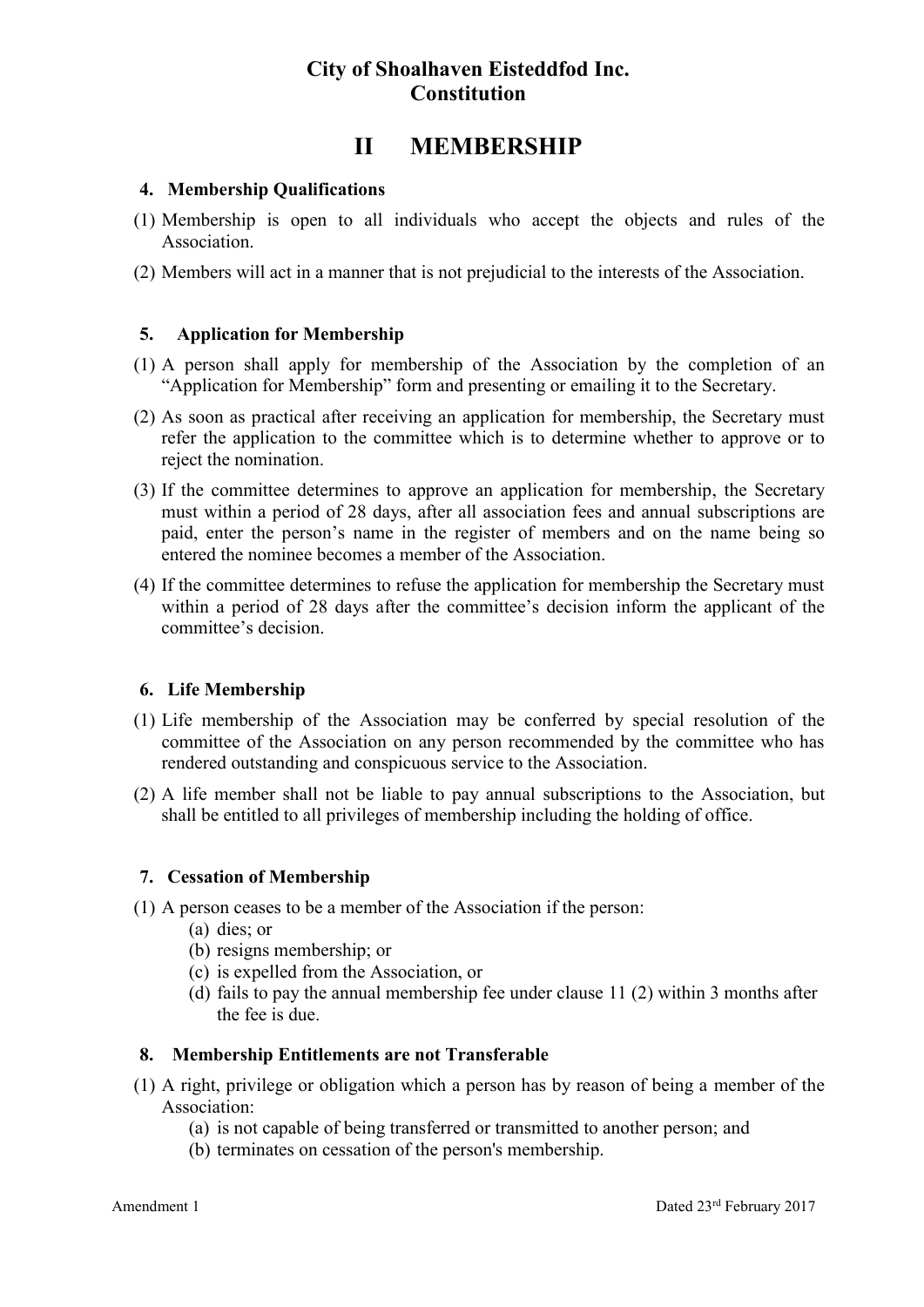# II MEMBERSHIP

### 4. Membership Qualifications

(1) Membership is open to all individuals who accept the objects and rules of the Association.

(2) Members will act in a manner that is not prejudicial to the interests of the Association.

### 5. Application for Membership

(1) A person shall apply for membership of the Association by the completion of an "Application for Membership" form and presenting or emailing it to the Secretary.

(2) As soon as practical after receiving an application for membership, the Secretary must refer the application to the committee which is to determine whether to approve or to reject the nomination.

(3) If the committee determines to approve an application for membership, the Secretary must within a period of 28 days, after all association fees and annual subscriptions are paid, enter the person's name in the register of members and on the name being so entered the nominee becomes a member of the Association.

(4) If the committee determines to refuse the application for membership the Secretary must within a period of 28 days after the committee's decision inform the applicant of the committee's decision.

### 6. Life Membership

(1) Life membership of the Association may be conferred by special resolution of the committee of the Association on any person recommended by the committee who has rendered outstanding and conspicuous service to the Association.

(2) A life member shall not be liable to pay annual subscriptions to the Association, but shall be entitled to all privileges of membership including the holding of office.

### 7. Cessation of Membership

(1) A person ceases to be a member of the Association if the person:
  - (a) dies; or
  - (b) resigns membership; or
  - (c) is expelled from the Association, or
  - (d) fails to pay the annual membership fee under clause 11 (2) within 3 months after the fee is due.

### 8. Membership Entitlements are not Transferable

(1) A right, privilege or obligation which a person has by reason of being a member of the Association:
  - (a) is not capable of being transferred or transmitted to another person; and
  - (b) terminates on cessation of the person's membership.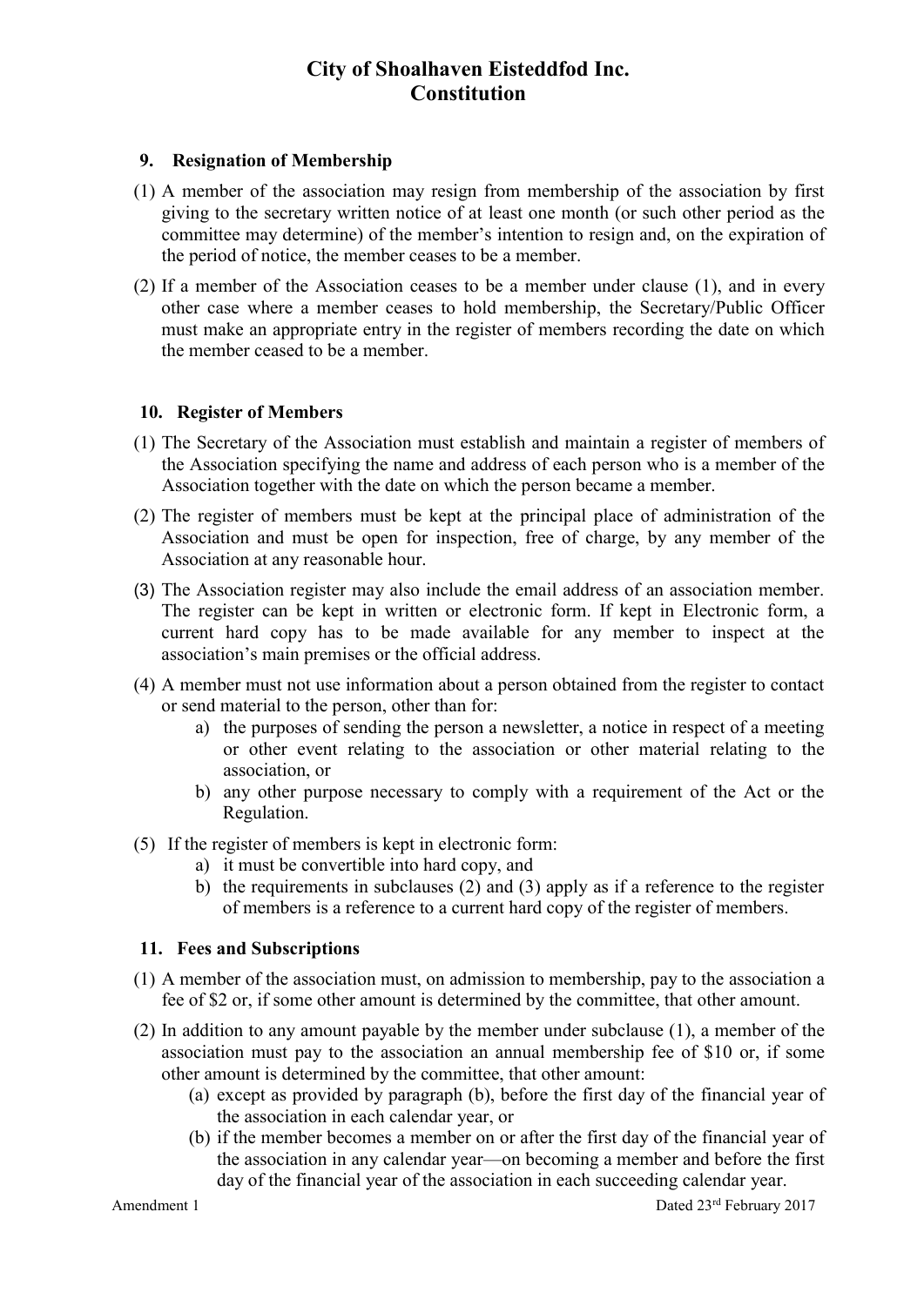## 9. Resignation of Membership

(1) A member of the association may resign from membership of the association by first giving to the secretary written notice of at least one month (or such other period as the committee may determine) of the member's intention to resign and, on the expiration of the period of notice, the member ceases to be a member.

(2) If a member of the Association ceases to be a member under clause (1), and in every other case where a member ceases to hold membership, the Secretary/Public Officer must make an appropriate entry in the register of members recording the date on which the member ceased to be a member.

## 10. Register of Members

(1) The Secretary of the Association must establish and maintain a register of members of the Association specifying the name and address of each person who is a member of the Association together with the date on which the person became a member.

(2) The register of members must be kept at the principal place of administration of the Association and must be open for inspection, free of charge, by any member of the Association at any reasonable hour.

(3) The Association register may also include the email address of an association member. The register can be kept in written or electronic form. If kept in Electronic form, a current hard copy has to be made available for any member to inspect at the association's main premises or the official address.

(4) A member must not use information about a person obtained from the register to contact or send material to the person, other than for:

   a) the purposes of sending the person a newsletter, a notice in respect of a meeting or other event relating to the association or other material relating to the association, or
   b) any other purpose necessary to comply with a requirement of the Act or the Regulation.

(5) If the register of members is kept in electronic form:

   a) it must be convertible into hard copy, and
   b) the requirements in subclauses (2) and (3) apply as if a reference to the register of members is a reference to a current hard copy of the register of members.

## 11. Fees and Subscriptions

(1) A member of the association must, on admission to membership, pay to the association a fee of $2 or, if some other amount is determined by the committee, that other amount.

(2) In addition to any amount payable by the member under subclause (1), a member of the association must pay to the association an annual membership fee of $10 or, if some other amount is determined by the committee, that other amount:

   (a) except as provided by paragraph (b), before the first day of the financial year of the association in each calendar year, or
   (b) if the member becomes a member on or after the first day of the financial year of the association in any calendar year—on becoming a member and before the first day of the financial year of the association in each succeeding calendar year.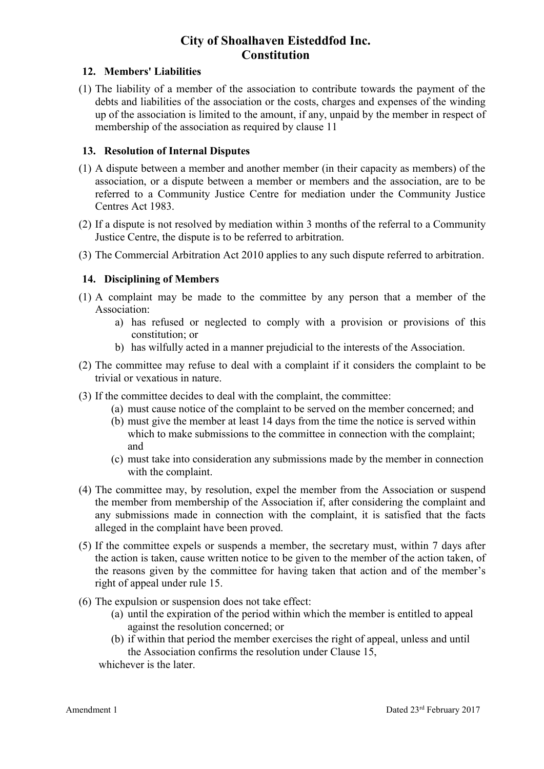## 12. Members' Liabilities

(1) The liability of a member of the association to contribute towards the payment of the debts and liabilities of the association or the costs, charges and expenses of the winding up of the association is limited to the amount, if any, unpaid by the member in respect of membership of the association as required by clause 11

## 13. Resolution of Internal Disputes

(1) A dispute between a member and another member (in their capacity as members) of the association, or a dispute between a member or members and the association, are to be referred to a Community Justice Centre for mediation under the Community Justice Centres Act 1983.

(2) If a dispute is not resolved by mediation within 3 months of the referral to a Community Justice Centre, the dispute is to be referred to arbitration.

(3) The Commercial Arbitration Act 2010 applies to any such dispute referred to arbitration.

## 14. Disciplining of Members

(1) A complaint may be made to the committee by any person that a member of the Association:

   a) has refused or neglected to comply with a provision or provisions of this constitution; or
   b) has wilfully acted in a manner prejudicial to the interests of the Association.

(2) The committee may refuse to deal with a complaint if it considers the complaint to be trivial or vexatious in nature.

(3) If the committee decides to deal with the complaint, the committee:

   (a) must cause notice of the complaint to be served on the member concerned; and
   (b) must give the member at least 14 days from the time the notice is served within which to make submissions to the committee in connection with the complaint; and
   (c) must take into consideration any submissions made by the member in connection with the complaint.

(4) The committee may, by resolution, expel the member from the Association or suspend the member from membership of the Association if, after considering the complaint and any submissions made in connection with the complaint, it is satisfied that the facts alleged in the complaint have been proved.

(5) If the committee expels or suspends a member, the secretary must, within 7 days after the action is taken, cause written notice to be given to the member of the action taken, of the reasons given by the committee for having taken that action and of the member's right of appeal under rule 15.

(6) The expulsion or suspension does not take effect:

   (a) until the expiration of the period within which the member is entitled to appeal against the resolution concerned; or
   (b) if within that period the member exercises the right of appeal, unless and until the Association confirms the resolution under Clause 15,

whichever is the later.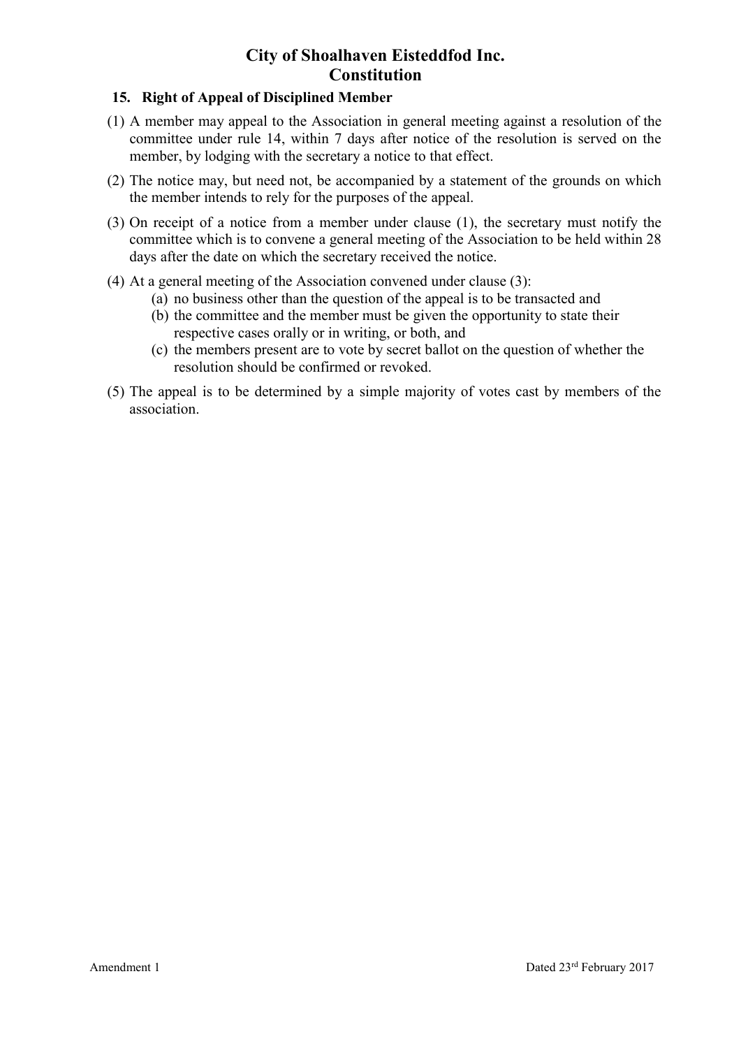### 15. Right of Appeal of Disciplined Member

(1) A member may appeal to the Association in general meeting against a resolution of the committee under rule 14, within 7 days after notice of the resolution is served on the member, by lodging with the secretary a notice to that effect.

(2) The notice may, but need not, be accompanied by a statement of the grounds on which the member intends to rely for the purposes of the appeal.

(3) On receipt of a notice from a member under clause (1), the secretary must notify the committee which is to convene a general meeting of the Association to be held within 28 days after the date on which the secretary received the notice.

(4) At a general meeting of the Association convened under clause (3):
   (a) no business other than the question of the appeal is to be transacted and
   (b) the committee and the member must be given the opportunity to state their respective cases orally or in writing, or both, and
   (c) the members present are to vote by secret ballot on the question of whether the resolution should be confirmed or revoked.

(5) The appeal is to be determined by a simple majority of votes cast by members of the association.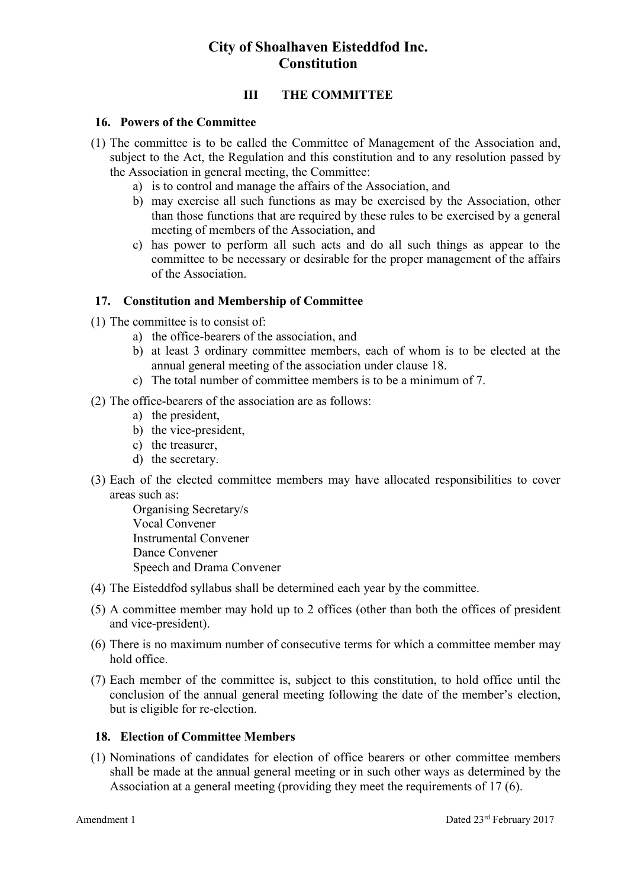# City of Shoalhaven Eisteddfod Inc.
# Constitution

## III THE COMMITTEE

### 16. Powers of the Committee

(1) The committee is to be called the Committee of Management of the Association and, subject to the Act, the Regulation and this constitution and to any resolution passed by the Association in general meeting, the Committee:

a) is to control and manage the affairs of the Association, and
b) may exercise all such functions as may be exercised by the Association, other than those functions that are required by these rules to be exercised by a general meeting of members of the Association, and
c) has power to perform all such acts and do all such things as appear to the committee to be necessary or desirable for the proper management of the affairs of the Association.

### 17. Constitution and Membership of Committee

(1) The committee is to consist of:

a) the office-bearers of the association, and
b) at least 3 ordinary committee members, each of whom is to be elected at the annual general meeting of the association under clause 18.
c) The total number of committee members is to be a minimum of 7.

(2) The office-bearers of the association are as follows:

a) the president,
b) the vice-president,
c) the treasurer,
d) the secretary.

(3) Each of the elected committee members may have allocated responsibilities to cover areas such as:

Organising Secretary/s
Vocal Convener
Instrumental Convener
Dance Convener
Speech and Drama Convener

(4) The Eisteddfod syllabus shall be determined each year by the committee.

(5) A committee member may hold up to 2 offices (other than both the offices of president and vice-president).

(6) There is no maximum number of consecutive terms for which a committee member may hold office.

(7) Each member of the committee is, subject to this constitution, to hold office until the conclusion of the annual general meeting following the date of the member's election, but is eligible for re-election.

### 18. Election of Committee Members

(1) Nominations of candidates for election of office bearers or other committee members shall be made at the annual general meeting or in such other ways as determined by the Association at a general meeting (providing they meet the requirements of 17 (6).

Amendment 1 Dated 23rd February 2017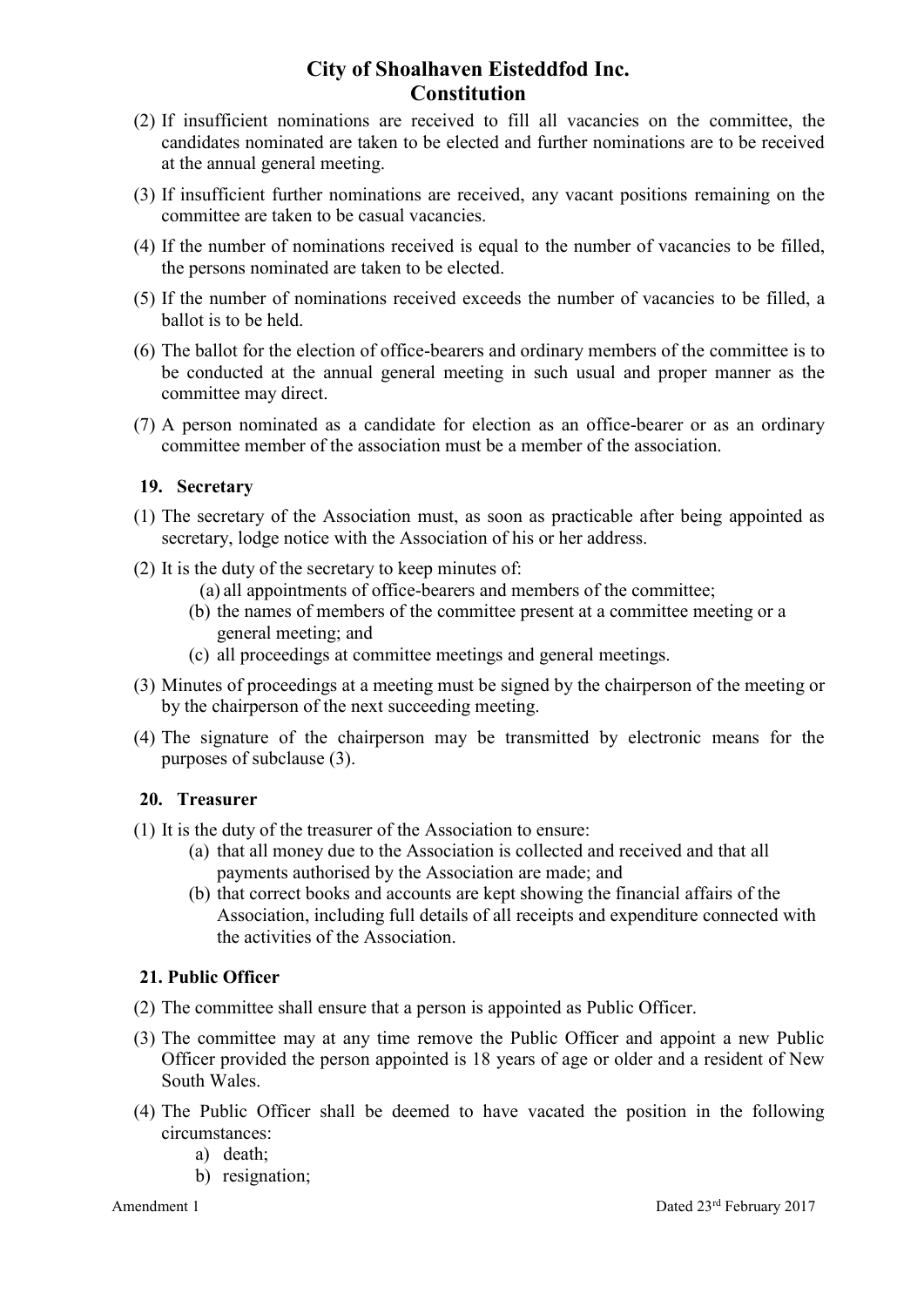(2) If insufficient nominations are received to fill all vacancies on the committee, the candidates nominated are taken to be elected and further nominations are to be received at the annual general meeting.

(3) If insufficient further nominations are received, any vacant positions remaining on the committee are taken to be casual vacancies.

(4) If the number of nominations received is equal to the number of vacancies to be filled, the persons nominated are taken to be elected.

(5) If the number of nominations received exceeds the number of vacancies to be filled, a ballot is to be held.

(6) The ballot for the election of office-bearers and ordinary members of the committee is to be conducted at the annual general meeting in such usual and proper manner as the committee may direct.

(7) A person nominated as a candidate for election as an office-bearer or as an ordinary committee member of the association must be a member of the association.

### 19. Secretary

(1) The secretary of the Association must, as soon as practicable after being appointed as secretary, lodge notice with the Association of his or her address.

(2) It is the duty of the secretary to keep minutes of:
   (a) all appointments of office-bearers and members of the committee;
   (b) the names of members of the committee present at a committee meeting or a general meeting; and
   (c) all proceedings at committee meetings and general meetings.

(3) Minutes of proceedings at a meeting must be signed by the chairperson of the meeting or by the chairperson of the next succeeding meeting.

(4) The signature of the chairperson may be transmitted by electronic means for the purposes of subclause (3).

### 20. Treasurer

(1) It is the duty of the treasurer of the Association to ensure:
   (a) that all money due to the Association is collected and received and that all payments authorised by the Association are made; and
   (b) that correct books and accounts are kept showing the financial affairs of the Association, including full details of all receipts and expenditure connected with the activities of the Association.

### 21. Public Officer

(2) The committee shall ensure that a person is appointed as Public Officer.

(3) The committee may at any time remove the Public Officer and appoint a new Public Officer provided the person appointed is 18 years of age or older and a resident of New South Wales.

(4) The Public Officer shall be deemed to have vacated the position in the following circumstances:
   a) death;
   b) resignation;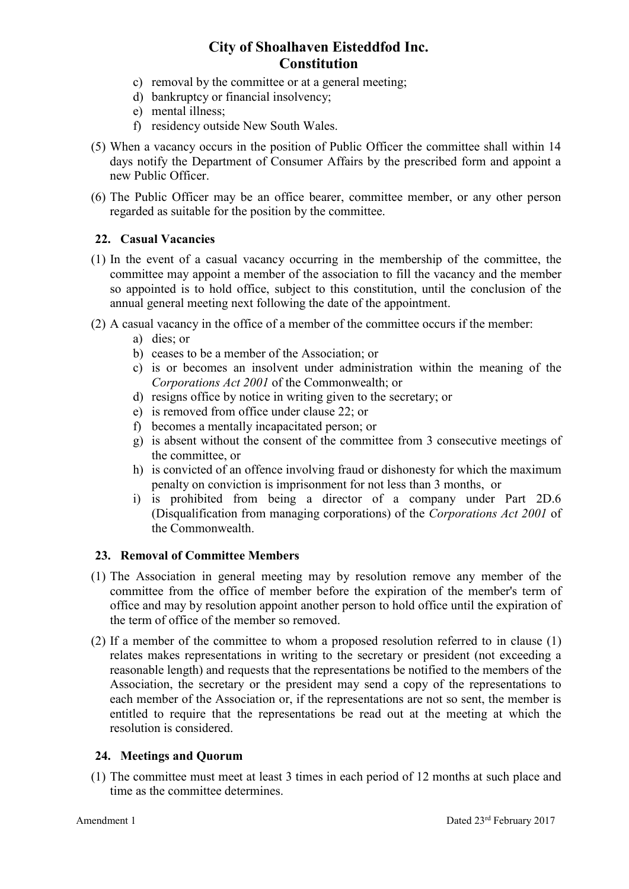c) removal by the committee or at a general meeting;
d) bankruptcy or financial insolvency;
e) mental illness;
f) residency outside New South Wales.

(5) When a vacancy occurs in the position of Public Officer the committee shall within 14 days notify the Department of Consumer Affairs by the prescribed form and appoint a new Public Officer.

(6) The Public Officer may be an office bearer, committee member, or any other person regarded as suitable for the position by the committee.

### 22. Casual Vacancies

(1) In the event of a casual vacancy occurring in the membership of the committee, the committee may appoint a member of the association to fill the vacancy and the member so appointed is to hold office, subject to this constitution, until the conclusion of the annual general meeting next following the date of the appointment.

(2) A casual vacancy in the office of a member of the committee occurs if the member:

a) dies; or
b) ceases to be a member of the Association; or
c) is or becomes an insolvent under administration within the meaning of the *Corporations Act 2001* of the Commonwealth; or
d) resigns office by notice in writing given to the secretary; or
e) is removed from office under clause 22; or
f) becomes a mentally incapacitated person; or
g) is absent without the consent of the committee from 3 consecutive meetings of the committee, or
h) is convicted of an offence involving fraud or dishonesty for which the maximum penalty on conviction is imprisonment for not less than 3 months, or
i) is prohibited from being a director of a company under Part 2D.6 (Disqualification from managing corporations) of the *Corporations Act 2001* of the Commonwealth.

### 23. Removal of Committee Members

(1) The Association in general meeting may by resolution remove any member of the committee from the office of member before the expiration of the member's term of office and may by resolution appoint another person to hold office until the expiration of the term of office of the member so removed.

(2) If a member of the committee to whom a proposed resolution referred to in clause (1) relates makes representations in writing to the secretary or president (not exceeding a reasonable length) and requests that the representations be notified to the members of the Association, the secretary or the president may send a copy of the representations to each member of the Association or, if the representations are not so sent, the member is entitled to require that the representations be read out at the meeting at which the resolution is considered.

### 24. Meetings and Quorum

(1) The committee must meet at least 3 times in each period of 12 months at such place and time as the committee determines.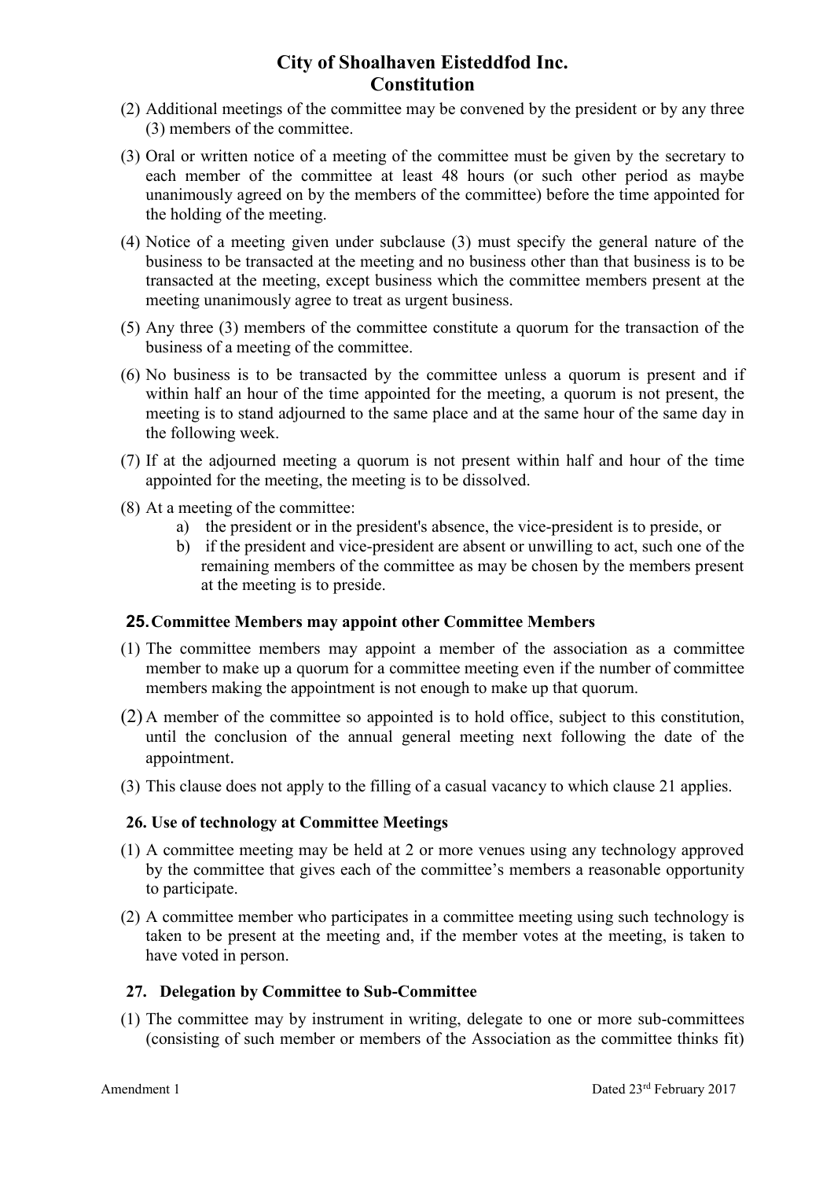(2) Additional meetings of the committee may be convened by the president or by any three (3) members of the committee.

(3) Oral or written notice of a meeting of the committee must be given by the secretary to each member of the committee at least 48 hours (or such other period as maybe unanimously agreed on by the members of the committee) before the time appointed for the holding of the meeting.

(4) Notice of a meeting given under subclause (3) must specify the general nature of the business to be transacted at the meeting and no business other than that business is to be transacted at the meeting, except business which the committee members present at the meeting unanimously agree to treat as urgent business.

(5) Any three (3) members of the committee constitute a quorum for the transaction of the business of a meeting of the committee.

(6) No business is to be transacted by the committee unless a quorum is present and if within half an hour of the time appointed for the meeting, a quorum is not present, the meeting is to stand adjourned to the same place and at the same hour of the same day in the following week.

(7) If at the adjourned meeting a quorum is not present within half and hour of the time appointed for the meeting, the meeting is to be dissolved.

(8) At a meeting of the committee:
   a) the president or in the president's absence, the vice-president is to preside, or
   b) if the president and vice-president are absent or unwilling to act, such one of the remaining members of the committee as may be chosen by the members present at the meeting is to preside.

### 25. Committee Members may appoint other Committee Members

(1) The committee members may appoint a member of the association as a committee member to make up a quorum for a committee meeting even if the number of committee members making the appointment is not enough to make up that quorum.

(2) A member of the committee so appointed is to hold office, subject to this constitution, until the conclusion of the annual general meeting next following the date of the appointment.

(3) This clause does not apply to the filling of a casual vacancy to which clause 21 applies.

### 26. Use of technology at Committee Meetings

(1) A committee meeting may be held at 2 or more venues using any technology approved by the committee that gives each of the committee's members a reasonable opportunity to participate.

(2) A committee member who participates in a committee meeting using such technology is taken to be present at the meeting and, if the member votes at the meeting, is taken to have voted in person.

### 27. Delegation by Committee to Sub-Committee

(1) The committee may by instrument in writing, delegate to one or more sub-committees (consisting of such member or members of the Association as the committee thinks fit)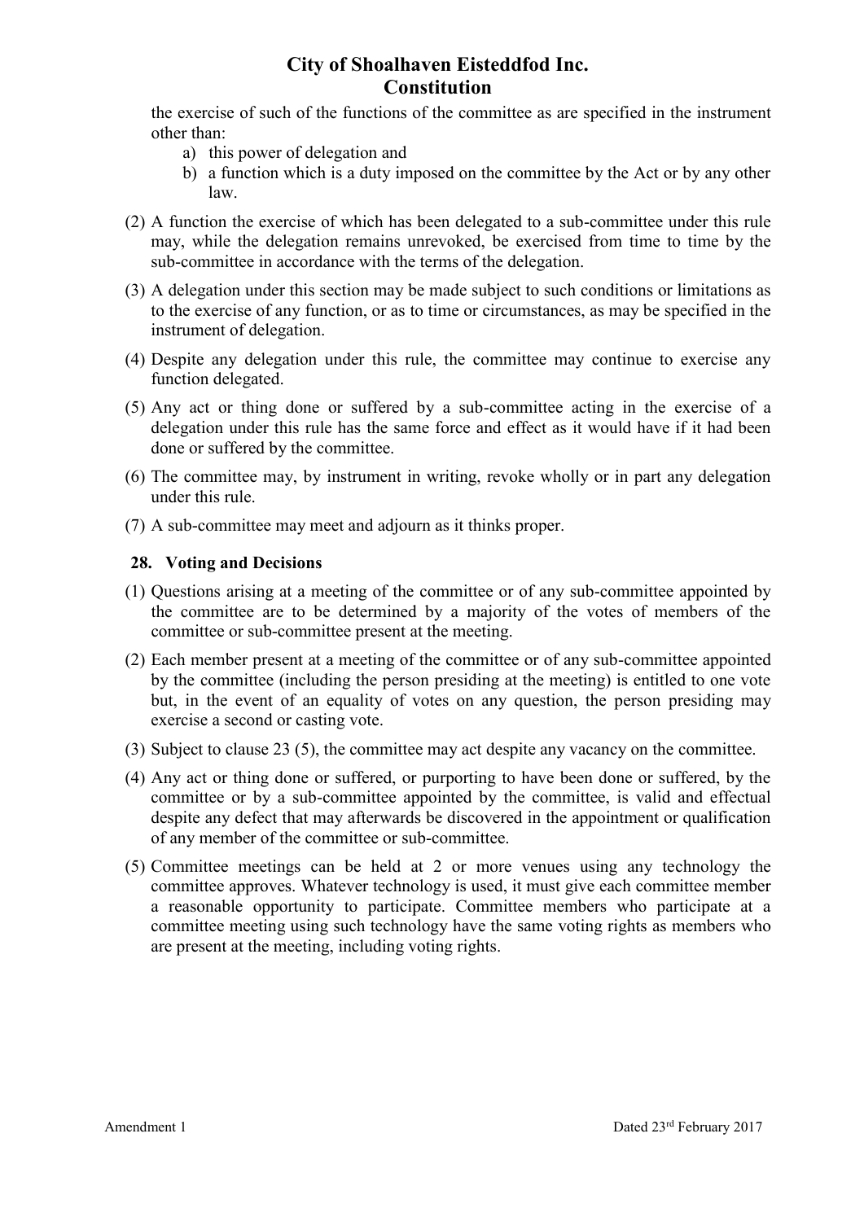the exercise of such of the functions of the committee as are specified in the instrument other than:

a) this power of delegation and
b) a function which is a duty imposed on the committee by the Act or by any other law.

(2) A function the exercise of which has been delegated to a sub-committee under this rule may, while the delegation remains unrevoked, be exercised from time to time by the sub-committee in accordance with the terms of the delegation.

(3) A delegation under this section may be made subject to such conditions or limitations as to the exercise of any function, or as to time or circumstances, as may be specified in the instrument of delegation.

(4) Despite any delegation under this rule, the committee may continue to exercise any function delegated.

(5) Any act or thing done or suffered by a sub-committee acting in the exercise of a delegation under this rule has the same force and effect as it would have if it had been done or suffered by the committee.

(6) The committee may, by instrument in writing, revoke wholly or in part any delegation under this rule.

(7) A sub-committee may meet and adjourn as it thinks proper.

### 28. Voting and Decisions

(1) Questions arising at a meeting of the committee or of any sub-committee appointed by the committee are to be determined by a majority of the votes of members of the committee or sub-committee present at the meeting.

(2) Each member present at a meeting of the committee or of any sub-committee appointed by the committee (including the person presiding at the meeting) is entitled to one vote but, in the event of an equality of votes on any question, the person presiding may exercise a second or casting vote.

(3) Subject to clause 23 (5), the committee may act despite any vacancy on the committee.

(4) Any act or thing done or suffered, or purporting to have been done or suffered, by the committee or by a sub-committee appointed by the committee, is valid and effectual despite any defect that may afterwards be discovered in the appointment or qualification of any member of the committee or sub-committee.

(5) Committee meetings can be held at 2 or more venues using any technology the committee approves. Whatever technology is used, it must give each committee member a reasonable opportunity to participate. Committee members who participate at a committee meeting using such technology have the same voting rights as members who are present at the meeting, including voting rights.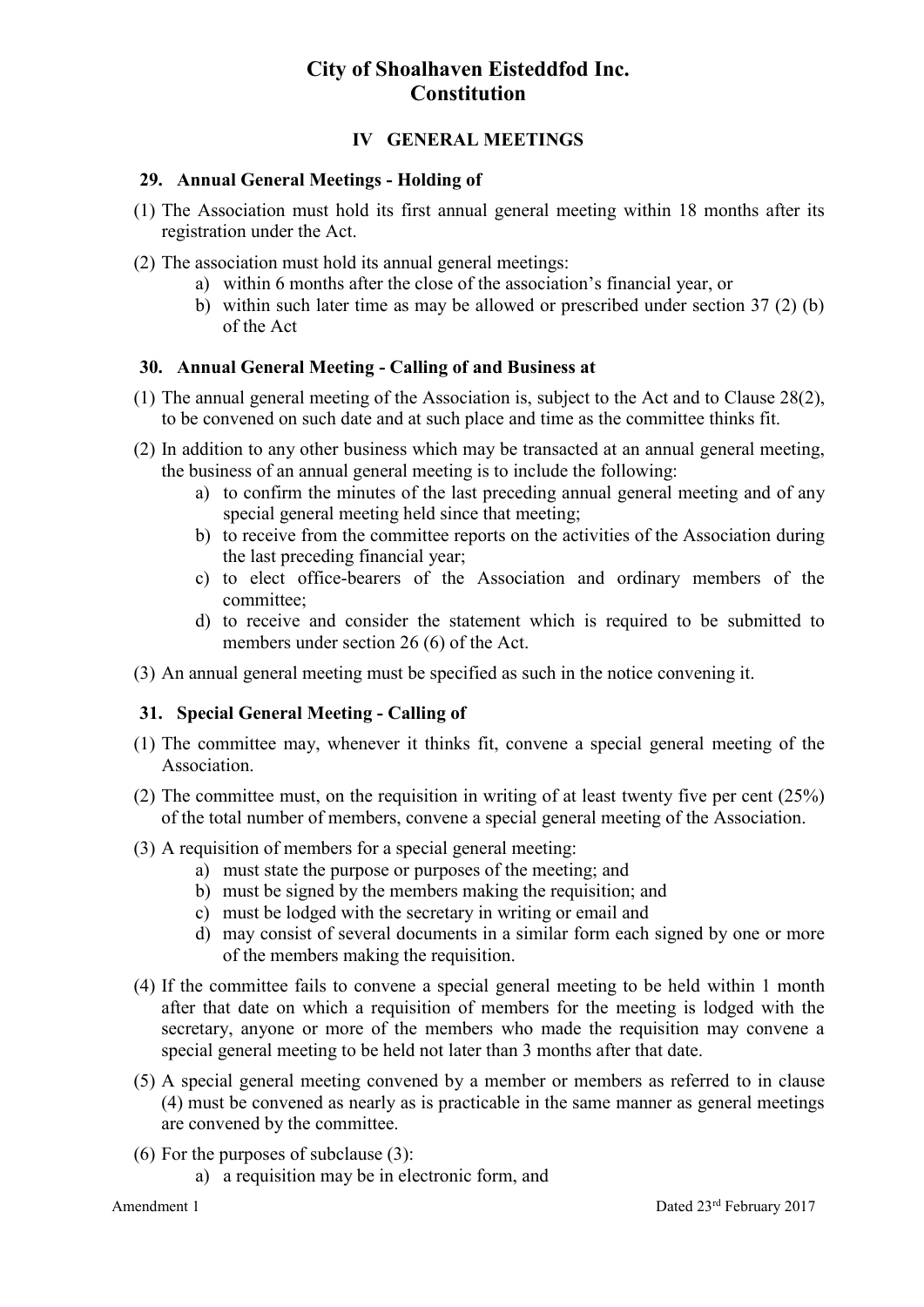# City of Shoalhaven Eisteddfod Inc.
# Constitution

## IV GENERAL MEETINGS

### 29. Annual General Meetings - Holding of

(1) The Association must hold its first annual general meeting within 18 months after its registration under the Act.

(2) The association must hold its annual general meetings:

  a) within 6 months after the close of the association's financial year, or
  b) within such later time as may be allowed or prescribed under section 37 (2) (b) of the Act

### 30. Annual General Meeting - Calling of and Business at

(1) The annual general meeting of the Association is, subject to the Act and to Clause 28(2), to be convened on such date and at such place and time as the committee thinks fit.

(2) In addition to any other business which may be transacted at an annual general meeting, the business of an annual general meeting is to include the following:

  a) to confirm the minutes of the last preceding annual general meeting and of any special general meeting held since that meeting;
  b) to receive from the committee reports on the activities of the Association during the last preceding financial year;
  c) to elect office-bearers of the Association and ordinary members of the committee;
  d) to receive and consider the statement which is required to be submitted to members under section 26 (6) of the Act.

(3) An annual general meeting must be specified as such in the notice convening it.

### 31. Special General Meeting - Calling of

(1) The committee may, whenever it thinks fit, convene a special general meeting of the Association.

(2) The committee must, on the requisition in writing of at least twenty five per cent (25%) of the total number of members, convene a special general meeting of the Association.

(3) A requisition of members for a special general meeting:

  a) must state the purpose or purposes of the meeting; and
  b) must be signed by the members making the requisition; and
  c) must be lodged with the secretary in writing or email and
  d) may consist of several documents in a similar form each signed by one or more of the members making the requisition.

(4) If the committee fails to convene a special general meeting to be held within 1 month after that date on which a requisition of members for the meeting is lodged with the secretary, anyone or more of the members who made the requisition may convene a special general meeting to be held not later than 3 months after that date.

(5) A special general meeting convened by a member or members as referred to in clause (4) must be convened as nearly as is practicable in the same manner as general meetings are convened by the committee.

(6) For the purposes of subclause (3):

  a) a requisition may be in electronic form, and

Amendment 1 Dated 23rd February 2017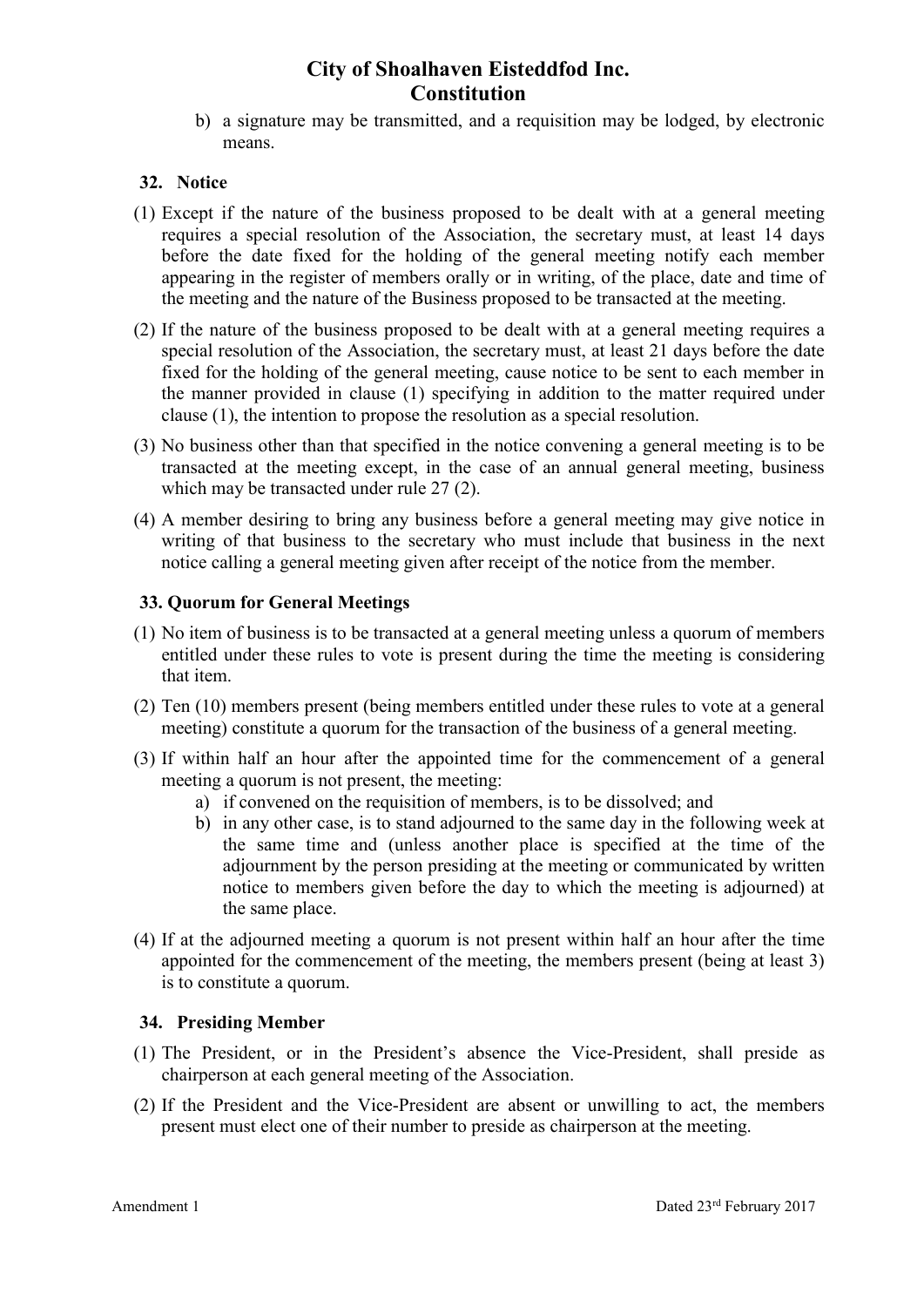b) a signature may be transmitted, and a requisition may be lodged, by electronic means.

### 32. Notice

(1) Except if the nature of the business proposed to be dealt with at a general meeting requires a special resolution of the Association, the secretary must, at least 14 days before the date fixed for the holding of the general meeting notify each member appearing in the register of members orally or in writing, of the place, date and time of the meeting and the nature of the Business proposed to be transacted at the meeting.

(2) If the nature of the business proposed to be dealt with at a general meeting requires a special resolution of the Association, the secretary must, at least 21 days before the date fixed for the holding of the general meeting, cause notice to be sent to each member in the manner provided in clause (1) specifying in addition to the matter required under clause (1), the intention to propose the resolution as a special resolution.

(3) No business other than that specified in the notice convening a general meeting is to be transacted at the meeting except, in the case of an annual general meeting, business which may be transacted under rule 27 (2).

(4) A member desiring to bring any business before a general meeting may give notice in writing of that business to the secretary who must include that business in the next notice calling a general meeting given after receipt of the notice from the member.

### 33. Quorum for General Meetings

(1) No item of business is to be transacted at a general meeting unless a quorum of members entitled under these rules to vote is present during the time the meeting is considering that item.

(2) Ten (10) members present (being members entitled under these rules to vote at a general meeting) constitute a quorum for the transaction of the business of a general meeting.

(3) If within half an hour after the appointed time for the commencement of a general meeting a quorum is not present, the meeting:
   a) if convened on the requisition of members, is to be dissolved; and
   b) in any other case, is to stand adjourned to the same day in the following week at the same time and (unless another place is specified at the time of the adjournment by the person presiding at the meeting or communicated by written notice to members given before the day to which the meeting is adjourned) at the same place.

(4) If at the adjourned meeting a quorum is not present within half an hour after the time appointed for the commencement of the meeting, the members present (being at least 3) is to constitute a quorum.

### 34. Presiding Member

(1) The President, or in the President's absence the Vice-President, shall preside as chairperson at each general meeting of the Association.

(2) If the President and the Vice-President are absent or unwilling to act, the members present must elect one of their number to preside as chairperson at the meeting.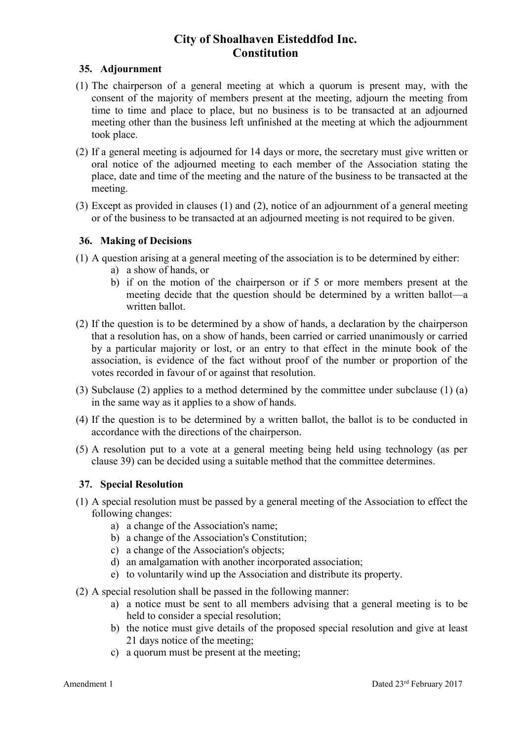### 35. Adjournment

(1) The chairperson of a general meeting at which a quorum is present may, with the consent of the majority of members present at the meeting, adjourn the meeting from time to time and place to place, but no business is to be transacted at an adjourned meeting other than the business left unfinished at the meeting at which the adjournment took place.

(2) If a general meeting is adjourned for 14 days or more, the secretary must give written or oral notice of the adjourned meeting to each member of the Association stating the place, date and time of the meeting and the nature of the business to be transacted at the meeting.

(3) Except as provided in clauses (1) and (2), notice of an adjournment of a general meeting or of the business to be transacted at an adjourned meeting is not required to be given.

### 36. Making of Decisions

(1) A question arising at a general meeting of the association is to be determined by either:

  a) a show of hands, or
  b) if on the motion of the chairperson or if 5 or more members present at the meeting decide that the question should be determined by a written ballot—a written ballot.

(2) If the question is to be determined by a show of hands, a declaration by the chairperson that a resolution has, on a show of hands, been carried or carried unanimously or carried by a particular majority or lost, or an entry to that effect in the minute book of the association, is evidence of the fact without proof of the number or proportion of the votes recorded in favour of or against that resolution.

(3) Subclause (2) applies to a method determined by the committee under subclause (1) (a) in the same way as it applies to a show of hands.

(4) If the question is to be determined by a written ballot, the ballot is to be conducted in accordance with the directions of the chairperson.

(5) A resolution put to a vote at a general meeting being held using technology (as per clause 39) can be decided using a suitable method that the committee determines.

### 37. Special Resolution

(1) A special resolution must be passed by a general meeting of the Association to effect the following changes:

  a) a change of the Association's name;
  b) a change of the Association's Constitution;
  c) a change of the Association's objects;
  d) an amalgamation with another incorporated association;
  e) to voluntarily wind up the Association and distribute its property.

(2) A special resolution shall be passed in the following manner:

  a) a notice must be sent to all members advising that a general meeting is to be held to consider a special resolution;
  b) the notice must give details of the proposed special resolution and give at least 21 days notice of the meeting;
  c) a quorum must be present at the meeting;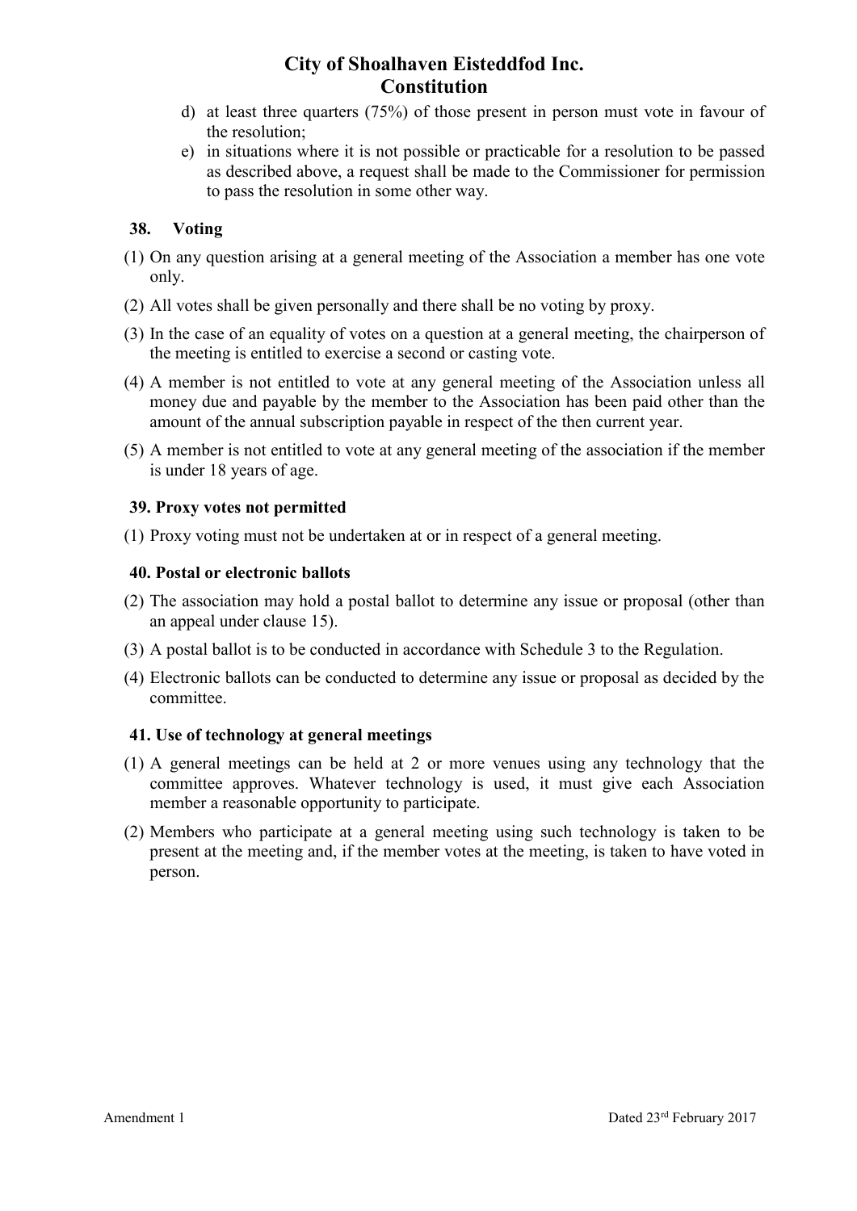d) at least three quarters (75%) of those present in person must vote in favour of the resolution;
e) in situations where it is not possible or practicable for a resolution to be passed as described above, a request shall be made to the Commissioner for permission to pass the resolution in some other way.

### 38. Voting

(1) On any question arising at a general meeting of the Association a member has one vote only.

(2) All votes shall be given personally and there shall be no voting by proxy.

(3) In the case of an equality of votes on a question at a general meeting, the chairperson of the meeting is entitled to exercise a second or casting vote.

(4) A member is not entitled to vote at any general meeting of the Association unless all money due and payable by the member to the Association has been paid other than the amount of the annual subscription payable in respect of the then current year.

(5) A member is not entitled to vote at any general meeting of the association if the member is under 18 years of age.

### 39. Proxy votes not permitted

(1) Proxy voting must not be undertaken at or in respect of a general meeting.

### 40. Postal or electronic ballots

(2) The association may hold a postal ballot to determine any issue or proposal (other than an appeal under clause 15).

(3) A postal ballot is to be conducted in accordance with Schedule 3 to the Regulation.

(4) Electronic ballots can be conducted to determine any issue or proposal as decided by the committee.

### 41. Use of technology at general meetings

(1) A general meetings can be held at 2 or more venues using any technology that the committee approves. Whatever technology is used, it must give each Association member a reasonable opportunity to participate.

(2) Members who participate at a general meeting using such technology is taken to be present at the meeting and, if the member votes at the meeting, is taken to have voted in person.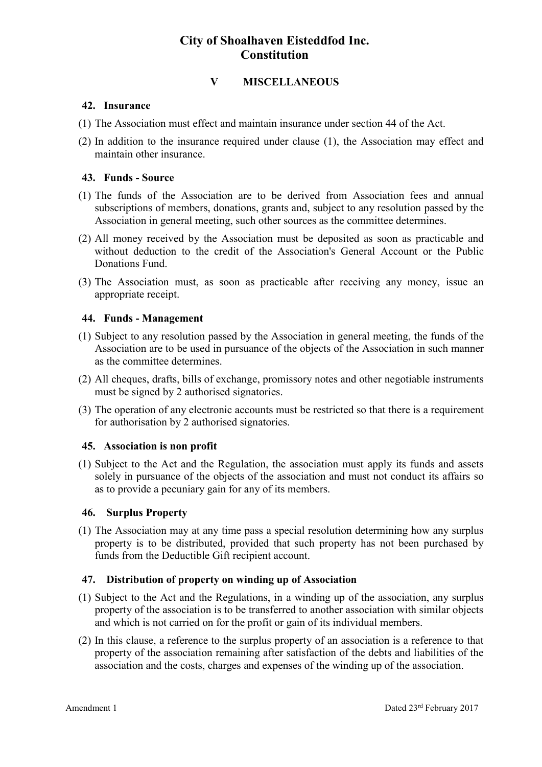# City of Shoalhaven Eisteddfod Inc.
# Constitution

## V MISCELLANEOUS

### 42. Insurance

(1) The Association must effect and maintain insurance under section 44 of the Act.

(2) In addition to the insurance required under clause (1), the Association may effect and maintain other insurance.

### 43. Funds - Source

(1) The funds of the Association are to be derived from Association fees and annual subscriptions of members, donations, grants and, subject to any resolution passed by the Association in general meeting, such other sources as the committee determines.

(2) All money received by the Association must be deposited as soon as practicable and without deduction to the credit of the Association's General Account or the Public Donations Fund.

(3) The Association must, as soon as practicable after receiving any money, issue an appropriate receipt.

### 44. Funds - Management

(1) Subject to any resolution passed by the Association in general meeting, the funds of the Association are to be used in pursuance of the objects of the Association in such manner as the committee determines.

(2) All cheques, drafts, bills of exchange, promissory notes and other negotiable instruments must be signed by 2 authorised signatories.

(3) The operation of any electronic accounts must be restricted so that there is a requirement for authorisation by 2 authorised signatories.

### 45. Association is non profit

(1) Subject to the Act and the Regulation, the association must apply its funds and assets solely in pursuance of the objects of the association and must not conduct its affairs so as to provide a pecuniary gain for any of its members.

### 46. Surplus Property

(1) The Association may at any time pass a special resolution determining how any surplus property is to be distributed, provided that such property has not been purchased by funds from the Deductible Gift recipient account.

### 47. Distribution of property on winding up of Association

(1) Subject to the Act and the Regulations, in a winding up of the association, any surplus property of the association is to be transferred to another association with similar objects and which is not carried on for the profit or gain of its individual members.

(2) In this clause, a reference to the surplus property of an association is a reference to that property of the association remaining after satisfaction of the debts and liabilities of the association and the costs, charges and expenses of the winding up of the association.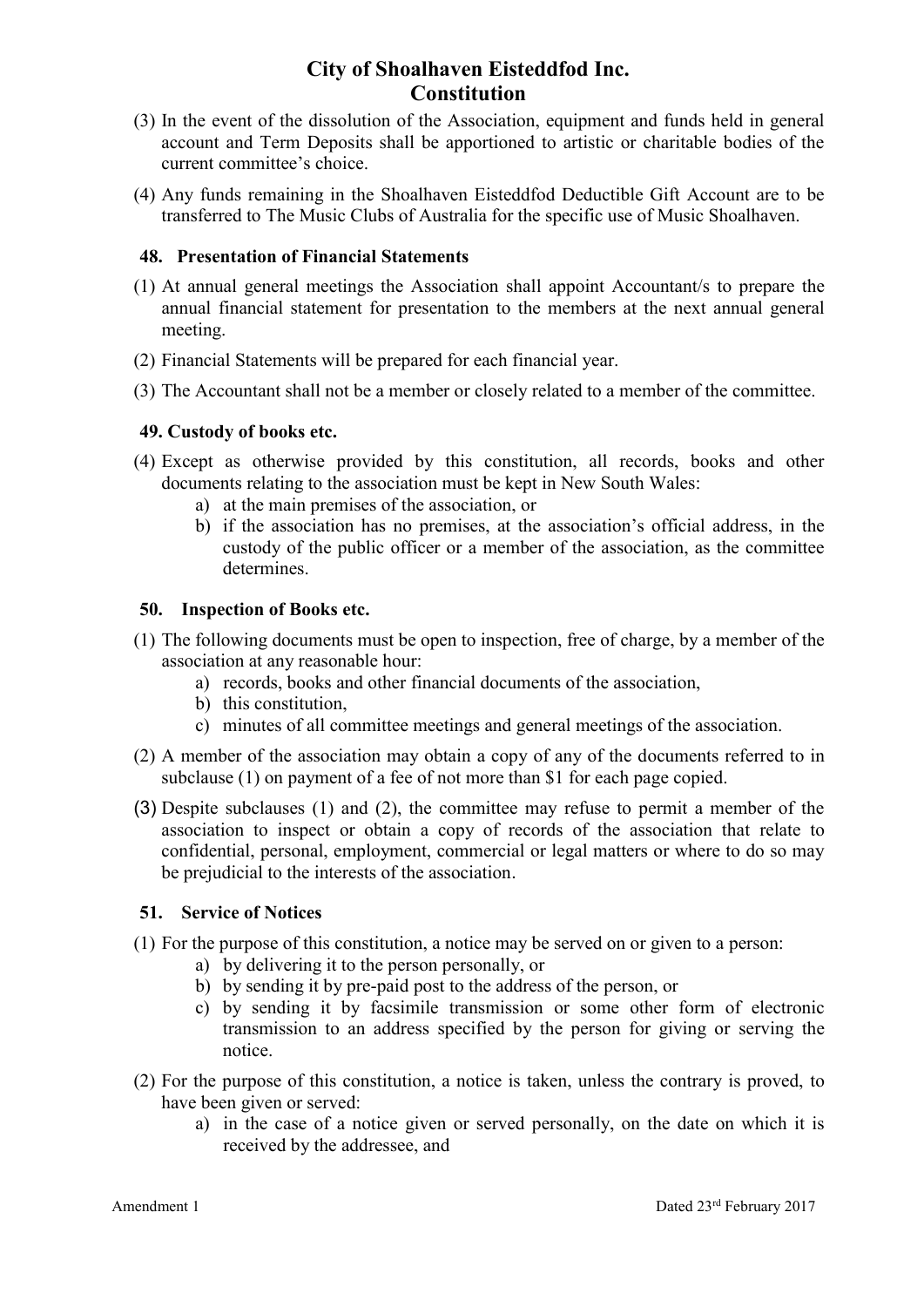(3) In the event of the dissolution of the Association, equipment and funds held in general account and Term Deposits shall be apportioned to artistic or charitable bodies of the current committee's choice.

(4) Any funds remaining in the Shoalhaven Eisteddfod Deductible Gift Account are to be transferred to The Music Clubs of Australia for the specific use of Music Shoalhaven.

### 48. Presentation of Financial Statements

(1) At annual general meetings the Association shall appoint Accountant/s to prepare the annual financial statement for presentation to the members at the next annual general meeting.

(2) Financial Statements will be prepared for each financial year.

(3) The Accountant shall not be a member or closely related to a member of the committee.

### 49. Custody of books etc.

(4) Except as otherwise provided by this constitution, all records, books and other documents relating to the association must be kept in New South Wales:

a) at the main premises of the association, or

b) if the association has no premises, at the association's official address, in the custody of the public officer or a member of the association, as the committee determines.

### 50. Inspection of Books etc.

(1) The following documents must be open to inspection, free of charge, by a member of the association at any reasonable hour:

a) records, books and other financial documents of the association,

b) this constitution,

c) minutes of all committee meetings and general meetings of the association.

(2) A member of the association may obtain a copy of any of the documents referred to in subclause (1) on payment of a fee of not more than $1 for each page copied.

(3) Despite subclauses (1) and (2), the committee may refuse to permit a member of the association to inspect or obtain a copy of records of the association that relate to confidential, personal, employment, commercial or legal matters or where to do so may be prejudicial to the interests of the association.

### 51. Service of Notices

(1) For the purpose of this constitution, a notice may be served on or given to a person:

a) by delivering it to the person personally, or

b) by sending it by pre-paid post to the address of the person, or

c) by sending it by facsimile transmission or some other form of electronic transmission to an address specified by the person for giving or serving the notice.

(2) For the purpose of this constitution, a notice is taken, unless the contrary is proved, to have been given or served:

a) in the case of a notice given or served personally, on the date on which it is received by the addressee, and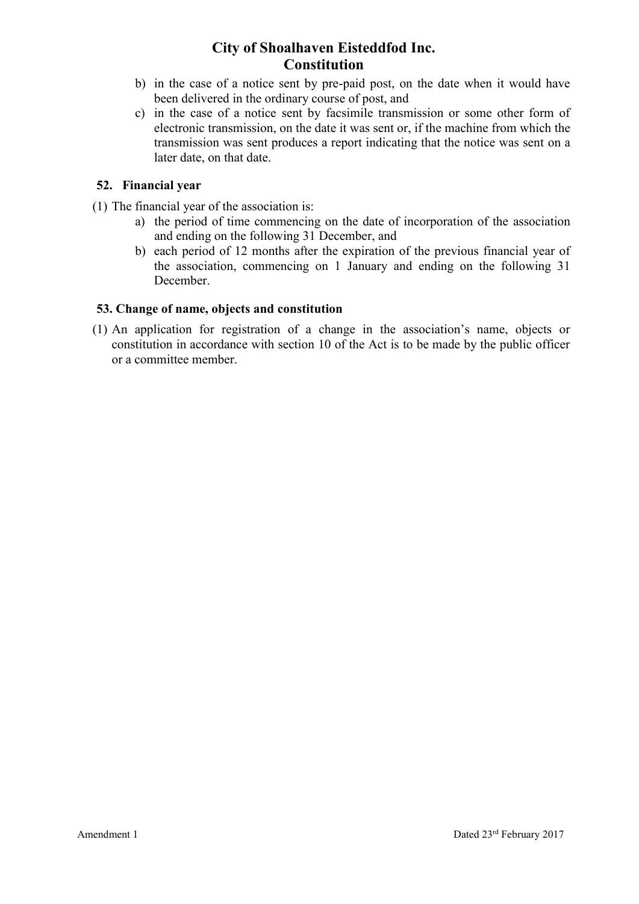b) in the case of a notice sent by pre-paid post, on the date when it would have been delivered in the ordinary course of post, and

c) in the case of a notice sent by facsimile transmission or some other form of electronic transmission, on the date it was sent or, if the machine from which the transmission was sent produces a report indicating that the notice was sent on a later date, on that date.

### 52. Financial year

(1) The financial year of the association is:

a) the period of time commencing on the date of incorporation of the association and ending on the following 31 December, and

b) each period of 12 months after the expiration of the previous financial year of the association, commencing on 1 January and ending on the following 31 December.

### 53. Change of name, objects and constitution

(1) An application for registration of a change in the association's name, objects or constitution in accordance with section 10 of the Act is to be made by the public officer or a committee member.